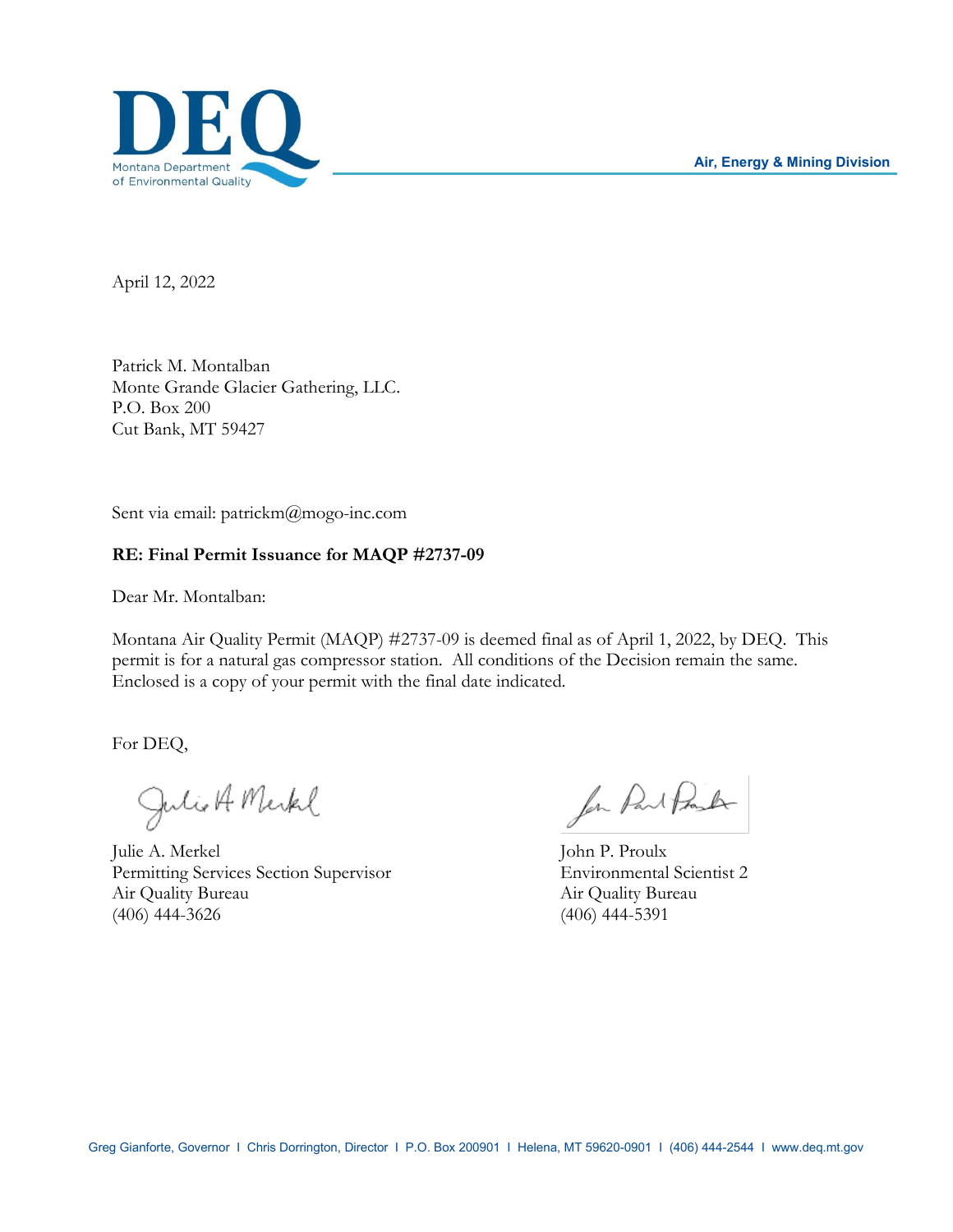DEQ
Montana Department of Environmental Quality

Air, Energy & Mining Division

April 12, 2022

Patrick M. Montalban
Monte Grande Glacier Gathering, LLC.
P.O. Box 200
Cut Bank, MT 59427

Sent via email: patrickm@mogo-inc.com

**RE: Final Permit Issuance for MAQP #2737-09**

Dear Mr. Montalban:

Montana Air Quality Permit (MAQP) #2737-09 is deemed final as of April 1, 2022, by DEQ. This permit is for a natural gas compressor station. All conditions of the Decision remain the same. Enclosed is a copy of your permit with the final date indicated.

For DEQ,

Julie A. Merkel
Permitting Services Section Supervisor
Air Quality Bureau
(406) 444-3626

John P. Proulx
Environmental Scientist 2
Air Quality Bureau
(406) 444-5391

Greg Gianforte, Governor | Chris Dorrington, Director | P.O. Box 200901 | Helena, MT 59620-0901 | (406) 444-2544 | www.deq.mt.gov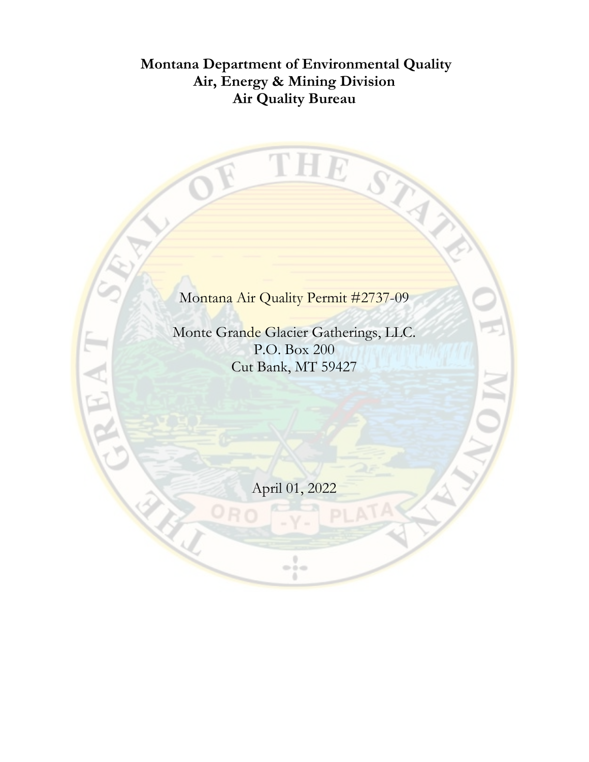**Montana Department of Environmental Quality**
**Air, Energy & Mining Division**
**Air Quality Bureau**

Montana Air Quality Permit #2737-09

Monte Grande Glacier Gatherings, LLC.
P.O. Box 200
Cut Bank, MT 59427

April 01, 2022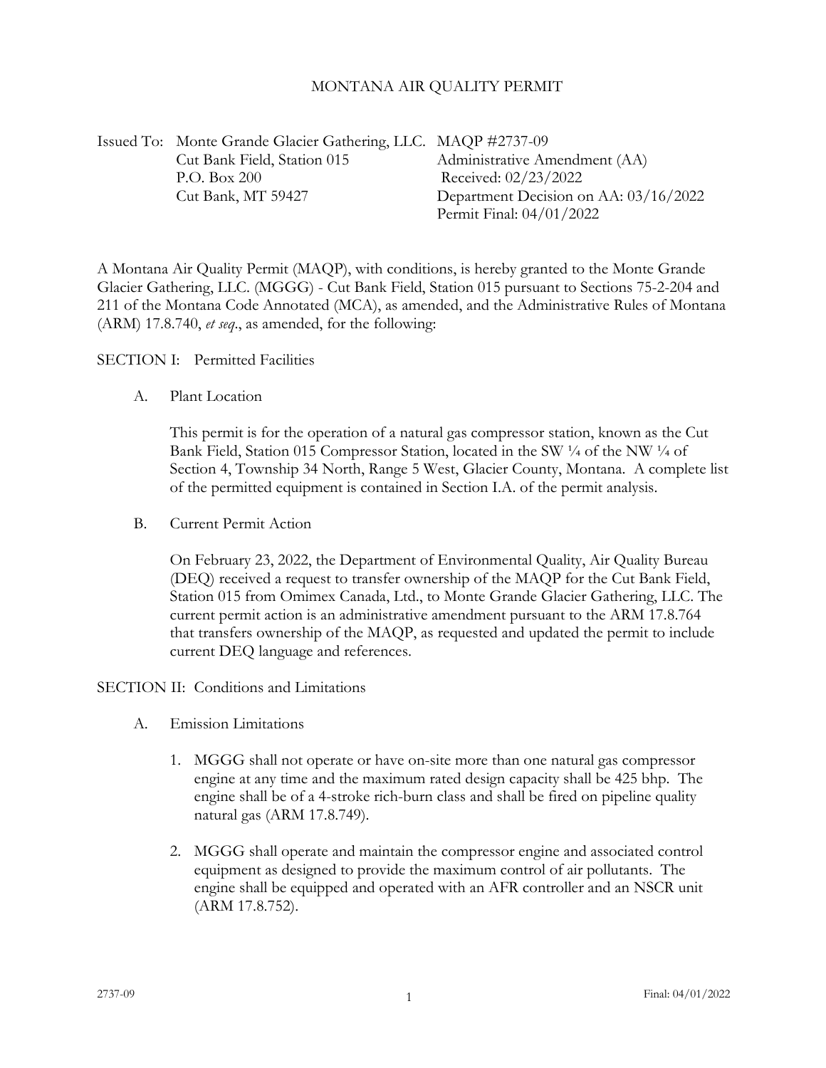# MONTANA AIR QUALITY PERMIT

Issued To: Monte Grande Glacier Gathering, LLC.
Cut Bank Field, Station 015
P.O. Box 200
Cut Bank, MT 59427

MAQP #2737-09
Administrative Amendment (AA)
Received: 02/23/2022
Department Decision on AA: 03/16/2022
Permit Final: 04/01/2022

A Montana Air Quality Permit (MAQP), with conditions, is hereby granted to the Monte Grande Glacier Gathering, LLC. (MGGG) - Cut Bank Field, Station 015 pursuant to Sections 75-2-204 and 211 of the Montana Code Annotated (MCA), as amended, and the Administrative Rules of Montana (ARM) 17.8.740, *et seq*., as amended, for the following:

## SECTION I: Permitted Facilities

### A. Plant Location

This permit is for the operation of a natural gas compressor station, known as the Cut Bank Field, Station 015 Compressor Station, located in the SW ¼ of the NW ¼ of Section 4, Township 34 North, Range 5 West, Glacier County, Montana. A complete list of the permitted equipment is contained in Section I.A. of the permit analysis.

### B. Current Permit Action

On February 23, 2022, the Department of Environmental Quality, Air Quality Bureau (DEQ) received a request to transfer ownership of the MAQP for the Cut Bank Field, Station 015 from Omimex Canada, Ltd., to Monte Grande Glacier Gathering, LLC. The current permit action is an administrative amendment pursuant to the ARM 17.8.764 that transfers ownership of the MAQP, as requested and updated the permit to include current DEQ language and references.

## SECTION II: Conditions and Limitations

### A. Emission Limitations

1. MGGG shall not operate or have on-site more than one natural gas compressor engine at any time and the maximum rated design capacity shall be 425 bhp. The engine shall be of a 4-stroke rich-burn class and shall be fired on pipeline quality natural gas (ARM 17.8.749).

2. MGGG shall operate and maintain the compressor engine and associated control equipment as designed to provide the maximum control of air pollutants. The engine shall be equipped and operated with an AFR controller and an NSCR unit (ARM 17.8.752).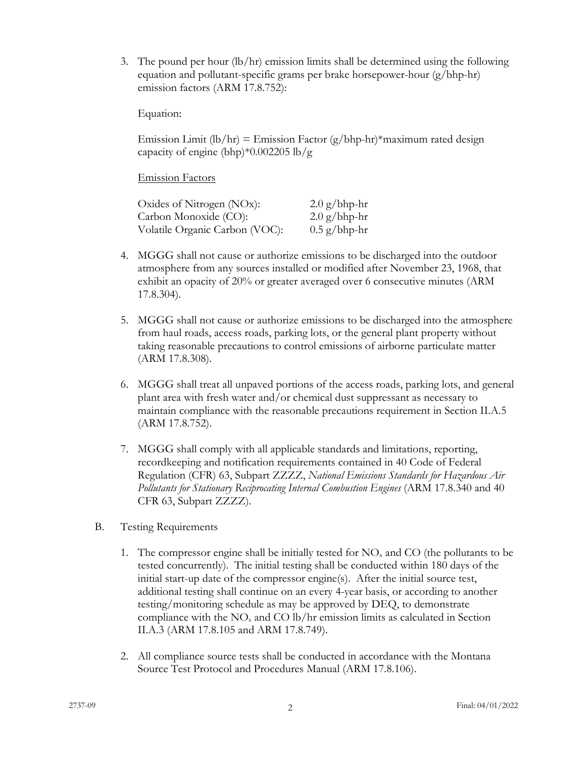3. The pound per hour (lb/hr) emission limits shall be determined using the following equation and pollutant-specific grams per brake horsepower-hour (g/bhp-hr) emission factors (ARM 17.8.752):

   Equation:

   Emission Limit (lb/hr) = Emission Factor (g/bhp-hr)*maximum rated design capacity of engine (bhp)*0.002205 lb/g

   Emission Factors

   | | |
   |---|---|
   | Oxides of Nitrogen (NOx): | 2.0 g/bhp-hr |
   | Carbon Monoxide (CO): | 2.0 g/bhp-hr |
   | Volatile Organic Carbon (VOC): | 0.5 g/bhp-hr |

4. MGGG shall not cause or authorize emissions to be discharged into the outdoor atmosphere from any sources installed or modified after November 23, 1968, that exhibit an opacity of 20% or greater averaged over 6 consecutive minutes (ARM 17.8.304).

5. MGGG shall not cause or authorize emissions to be discharged into the atmosphere from haul roads, access roads, parking lots, or the general plant property without taking reasonable precautions to control emissions of airborne particulate matter (ARM 17.8.308).

6. MGGG shall treat all unpaved portions of the access roads, parking lots, and general plant area with fresh water and/or chemical dust suppressant as necessary to maintain compliance with the reasonable precautions requirement in Section II.A.5 (ARM 17.8.752).

7. MGGG shall comply with all applicable standards and limitations, reporting, recordkeeping and notification requirements contained in 40 Code of Federal Regulation (CFR) 63, Subpart ZZZZ, *National Emissions Standards for Hazardous Air Pollutants for Stationary Reciprocating Internal Combustion Engines* (ARM 17.8.340 and 40 CFR 63, Subpart ZZZZ).

B. Testing Requirements

1. The compressor engine shall be initially tested for $NO_x$ and CO (the pollutants to be tested concurrently). The initial testing shall be conducted within 180 days of the initial start-up date of the compressor engine(s). After the initial source test, additional testing shall continue on an every 4-year basis, or according to another testing/monitoring schedule as may be approved by DEQ, to demonstrate compliance with the $NO_x$ and CO lb/hr emission limits as calculated in Section II.A.3 (ARM 17.8.105 and ARM 17.8.749).

2. All compliance source tests shall be conducted in accordance with the Montana Source Test Protocol and Procedures Manual (ARM 17.8.106).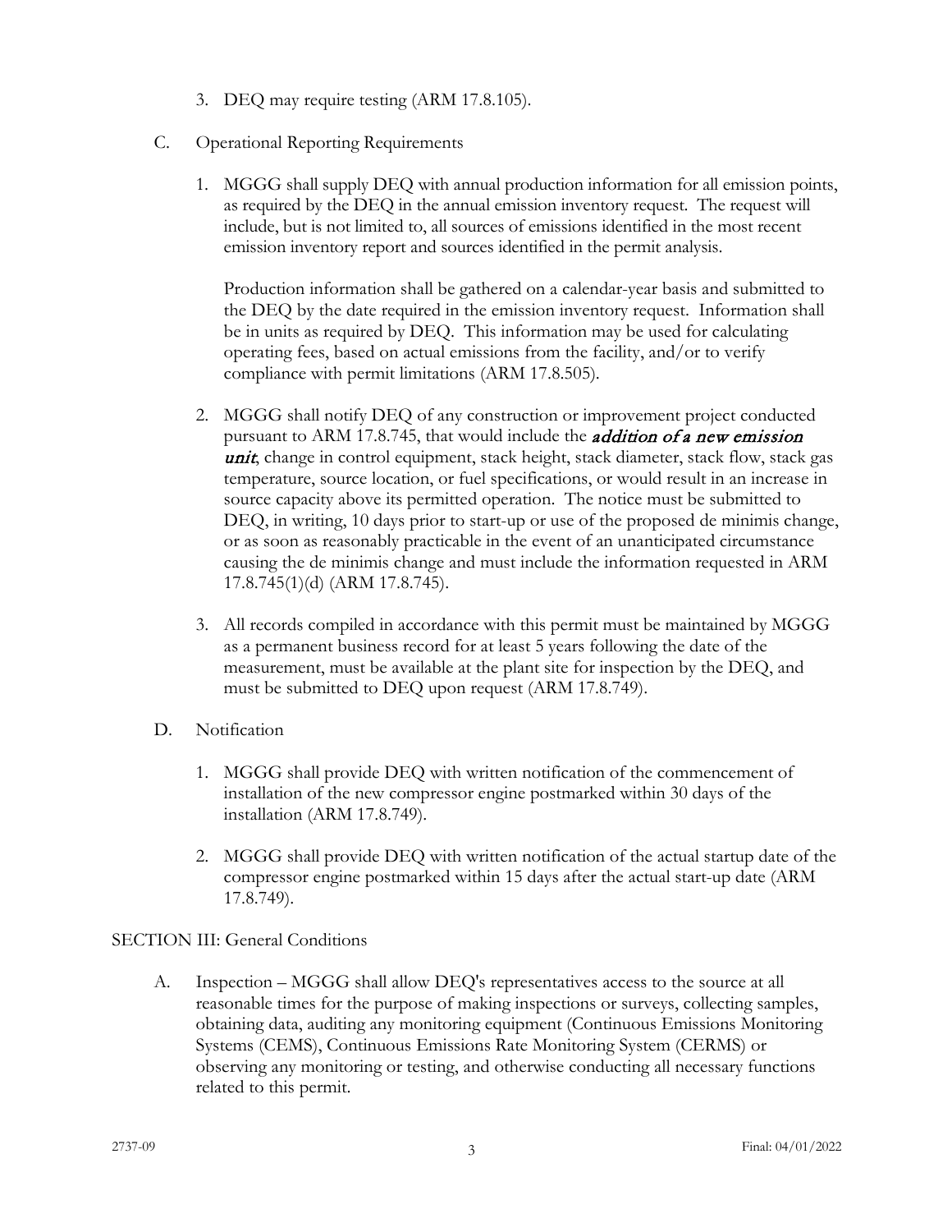3. DEQ may require testing (ARM 17.8.105).

C. Operational Reporting Requirements

1. MGGG shall supply DEQ with annual production information for all emission points, as required by the DEQ in the annual emission inventory request. The request will include, but is not limited to, all sources of emissions identified in the most recent emission inventory report and sources identified in the permit analysis.

   Production information shall be gathered on a calendar-year basis and submitted to the DEQ by the date required in the emission inventory request. Information shall be in units as required by DEQ. This information may be used for calculating operating fees, based on actual emissions from the facility, and/or to verify compliance with permit limitations (ARM 17.8.505).

2. MGGG shall notify DEQ of any construction or improvement project conducted pursuant to ARM 17.8.745, that would include the ***addition of a new emission unit***, change in control equipment, stack height, stack diameter, stack flow, stack gas temperature, source location, or fuel specifications, or would result in an increase in source capacity above its permitted operation. The notice must be submitted to DEQ, in writing, 10 days prior to start-up or use of the proposed de minimis change, or as soon as reasonably practicable in the event of an unanticipated circumstance causing the de minimis change and must include the information requested in ARM 17.8.745(1)(d) (ARM 17.8.745).

3. All records compiled in accordance with this permit must be maintained by MGGG as a permanent business record for at least 5 years following the date of the measurement, must be available at the plant site for inspection by the DEQ, and must be submitted to DEQ upon request (ARM 17.8.749).

D. Notification

1. MGGG shall provide DEQ with written notification of the commencement of installation of the new compressor engine postmarked within 30 days of the installation (ARM 17.8.749).

2. MGGG shall provide DEQ with written notification of the actual startup date of the compressor engine postmarked within 15 days after the actual start-up date (ARM 17.8.749).

SECTION III: General Conditions

A. Inspection – MGGG shall allow DEQ's representatives access to the source at all reasonable times for the purpose of making inspections or surveys, collecting samples, obtaining data, auditing any monitoring equipment (Continuous Emissions Monitoring Systems (CEMS), Continuous Emissions Rate Monitoring System (CERMS) or observing any monitoring or testing, and otherwise conducting all necessary functions related to this permit.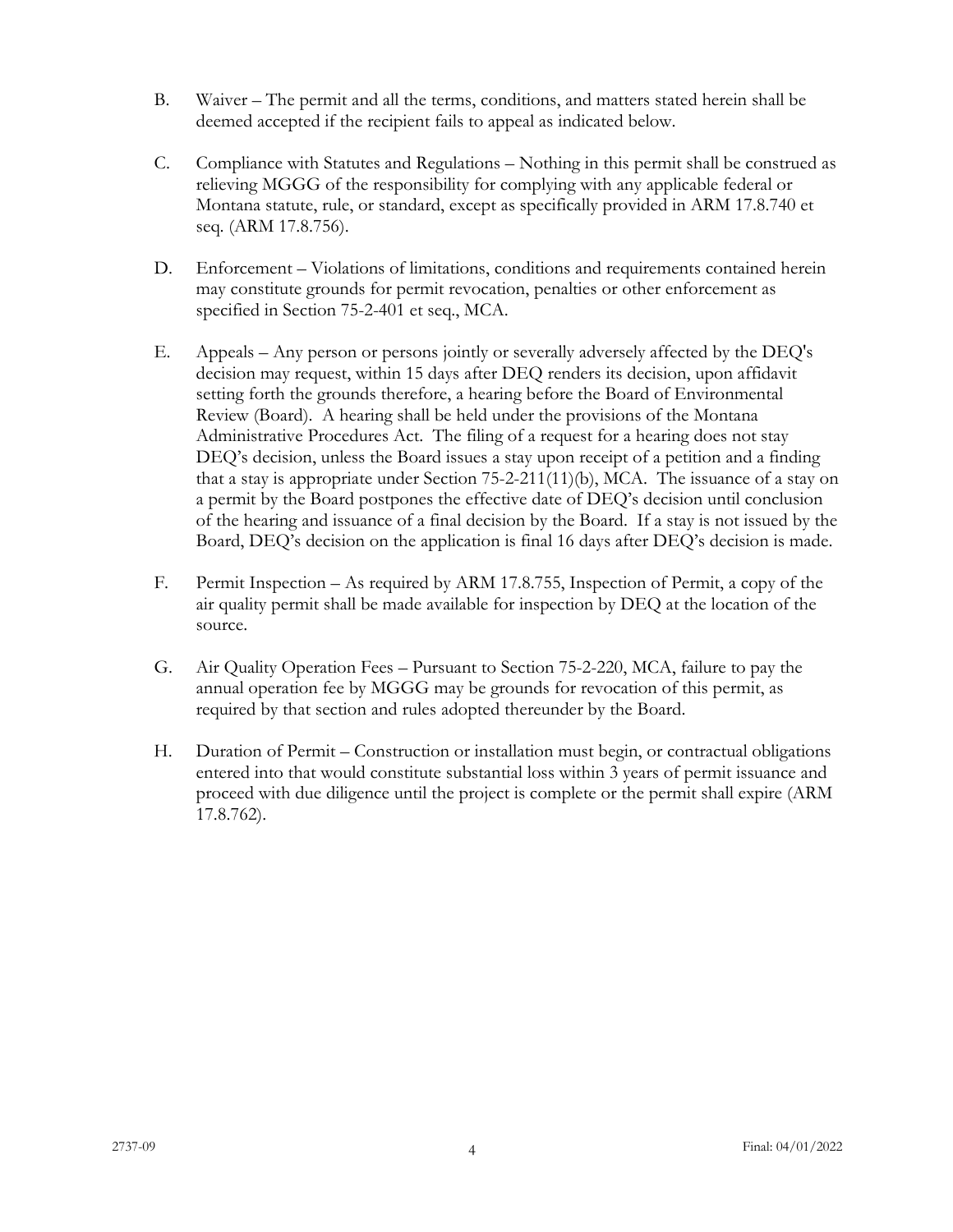B. Waiver – The permit and all the terms, conditions, and matters stated herein shall be deemed accepted if the recipient fails to appeal as indicated below.

C. Compliance with Statutes and Regulations – Nothing in this permit shall be construed as relieving MGGG of the responsibility for complying with any applicable federal or Montana statute, rule, or standard, except as specifically provided in ARM 17.8.740 et seq. (ARM 17.8.756).

D. Enforcement – Violations of limitations, conditions and requirements contained herein may constitute grounds for permit revocation, penalties or other enforcement as specified in Section 75-2-401 et seq., MCA.

E. Appeals – Any person or persons jointly or severally adversely affected by the DEQ's decision may request, within 15 days after DEQ renders its decision, upon affidavit setting forth the grounds therefore, a hearing before the Board of Environmental Review (Board). A hearing shall be held under the provisions of the Montana Administrative Procedures Act. The filing of a request for a hearing does not stay DEQ's decision, unless the Board issues a stay upon receipt of a petition and a finding that a stay is appropriate under Section 75-2-211(11)(b), MCA. The issuance of a stay on a permit by the Board postpones the effective date of DEQ's decision until conclusion of the hearing and issuance of a final decision by the Board. If a stay is not issued by the Board, DEQ's decision on the application is final 16 days after DEQ's decision is made.

F. Permit Inspection – As required by ARM 17.8.755, Inspection of Permit, a copy of the air quality permit shall be made available for inspection by DEQ at the location of the source.

G. Air Quality Operation Fees – Pursuant to Section 75-2-220, MCA, failure to pay the annual operation fee by MGGG may be grounds for revocation of this permit, as required by that section and rules adopted thereunder by the Board.

H. Duration of Permit – Construction or installation must begin, or contractual obligations entered into that would constitute substantial loss within 3 years of permit issuance and proceed with due diligence until the project is complete or the permit shall expire (ARM 17.8.762).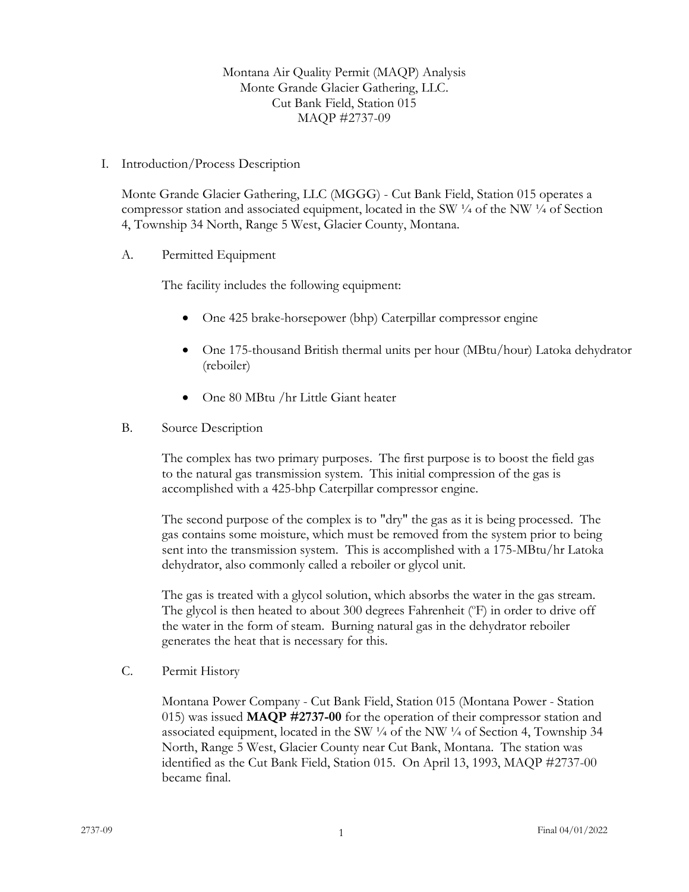Montana Air Quality Permit (MAQP) Analysis
Monte Grande Glacier Gathering, LLC.
Cut Bank Field, Station 015
MAQP #2737-09

I. Introduction/Process Description

Monte Grande Glacier Gathering, LLC (MGGG) - Cut Bank Field, Station 015 operates a compressor station and associated equipment, located in the SW ¼ of the NW ¼ of Section 4, Township 34 North, Range 5 West, Glacier County, Montana.

A. Permitted Equipment

The facility includes the following equipment:

- One 425 brake-horsepower (bhp) Caterpillar compressor engine
- One 175-thousand British thermal units per hour (MBtu/hour) Latoka dehydrator (reboiler)
- One 80 MBtu /hr Little Giant heater

B. Source Description

The complex has two primary purposes. The first purpose is to boost the field gas to the natural gas transmission system. This initial compression of the gas is accomplished with a 425-bhp Caterpillar compressor engine.

The second purpose of the complex is to "dry" the gas as it is being processed. The gas contains some moisture, which must be removed from the system prior to being sent into the transmission system. This is accomplished with a 175-MBtu/hr Latoka dehydrator, also commonly called a reboiler or glycol unit.

The gas is treated with a glycol solution, which absorbs the water in the gas stream. The glycol is then heated to about 300 degrees Fahrenheit (°F) in order to drive off the water in the form of steam. Burning natural gas in the dehydrator reboiler generates the heat that is necessary for this.

C. Permit History

Montana Power Company - Cut Bank Field, Station 015 (Montana Power - Station 015) was issued **MAQP #2737-00** for the operation of their compressor station and associated equipment, located in the SW ¼ of the NW ¼ of Section 4, Township 34 North, Range 5 West, Glacier County near Cut Bank, Montana. The station was identified as the Cut Bank Field, Station 015. On April 13, 1993, MAQP #2737-00 became final.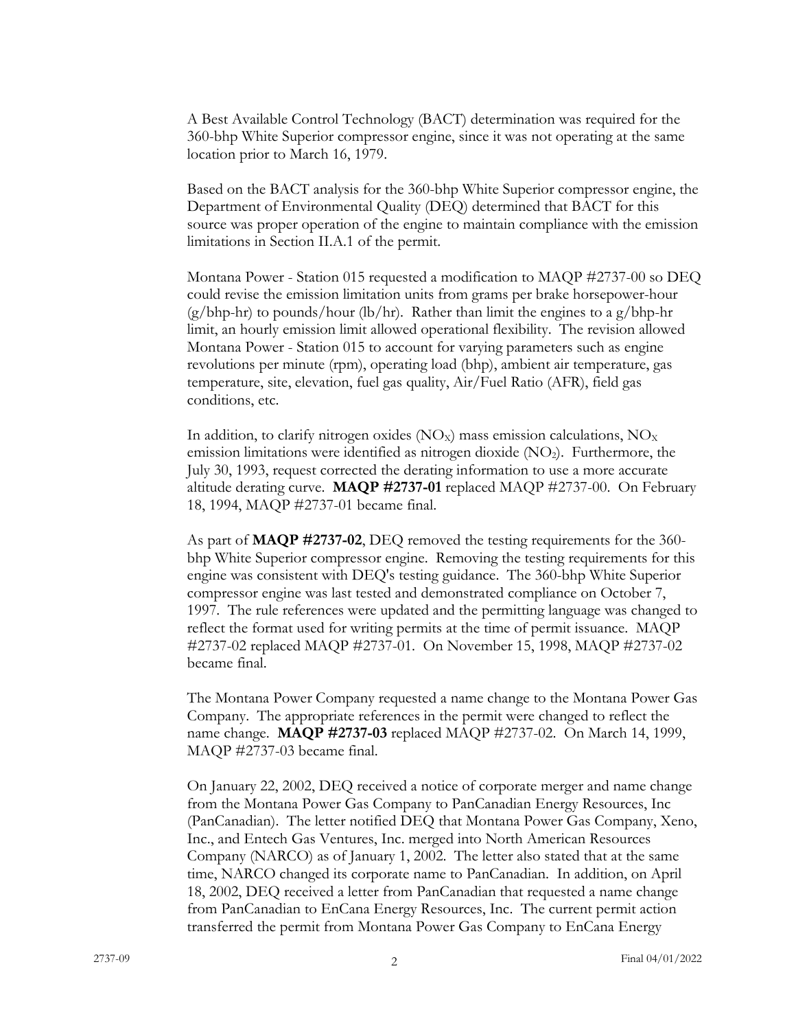A Best Available Control Technology (BACT) determination was required for the 360-bhp White Superior compressor engine, since it was not operating at the same location prior to March 16, 1979.

Based on the BACT analysis for the 360-bhp White Superior compressor engine, the Department of Environmental Quality (DEQ) determined that BACT for this source was proper operation of the engine to maintain compliance with the emission limitations in Section II.A.1 of the permit.

Montana Power - Station 015 requested a modification to MAQP #2737-00 so DEQ could revise the emission limitation units from grams per brake horsepower-hour (g/bhp-hr) to pounds/hour (lb/hr). Rather than limit the engines to a g/bhp-hr limit, an hourly emission limit allowed operational flexibility. The revision allowed Montana Power - Station 015 to account for varying parameters such as engine revolutions per minute (rpm), operating load (bhp), ambient air temperature, gas temperature, site, elevation, fuel gas quality, Air/Fuel Ratio (AFR), field gas conditions, etc.

In addition, to clarify nitrogen oxides ($NO_X$) mass emission calculations, $NO_X$ emission limitations were identified as nitrogen dioxide ($NO_2$). Furthermore, the July 30, 1993, request corrected the derating information to use a more accurate altitude derating curve. **MAQP #2737-01** replaced MAQP #2737-00. On February 18, 1994, MAQP #2737-01 became final.

As part of **MAQP #2737-02**, DEQ removed the testing requirements for the 360-bhp White Superior compressor engine. Removing the testing requirements for this engine was consistent with DEQ's testing guidance. The 360-bhp White Superior compressor engine was last tested and demonstrated compliance on October 7, 1997. The rule references were updated and the permitting language was changed to reflect the format used for writing permits at the time of permit issuance. MAQP #2737-02 replaced MAQP #2737-01. On November 15, 1998, MAQP #2737-02 became final.

The Montana Power Company requested a name change to the Montana Power Gas Company. The appropriate references in the permit were changed to reflect the name change. **MAQP #2737-03** replaced MAQP #2737-02. On March 14, 1999, MAQP #2737-03 became final.

On January 22, 2002, DEQ received a notice of corporate merger and name change from the Montana Power Gas Company to PanCanadian Energy Resources, Inc (PanCanadian). The letter notified DEQ that Montana Power Gas Company, Xeno, Inc., and Entech Gas Ventures, Inc. merged into North American Resources Company (NARCO) as of January 1, 2002. The letter also stated that at the same time, NARCO changed its corporate name to PanCanadian. In addition, on April 18, 2002, DEQ received a letter from PanCanadian that requested a name change from PanCanadian to EnCana Energy Resources, Inc. The current permit action transferred the permit from Montana Power Gas Company to EnCana Energy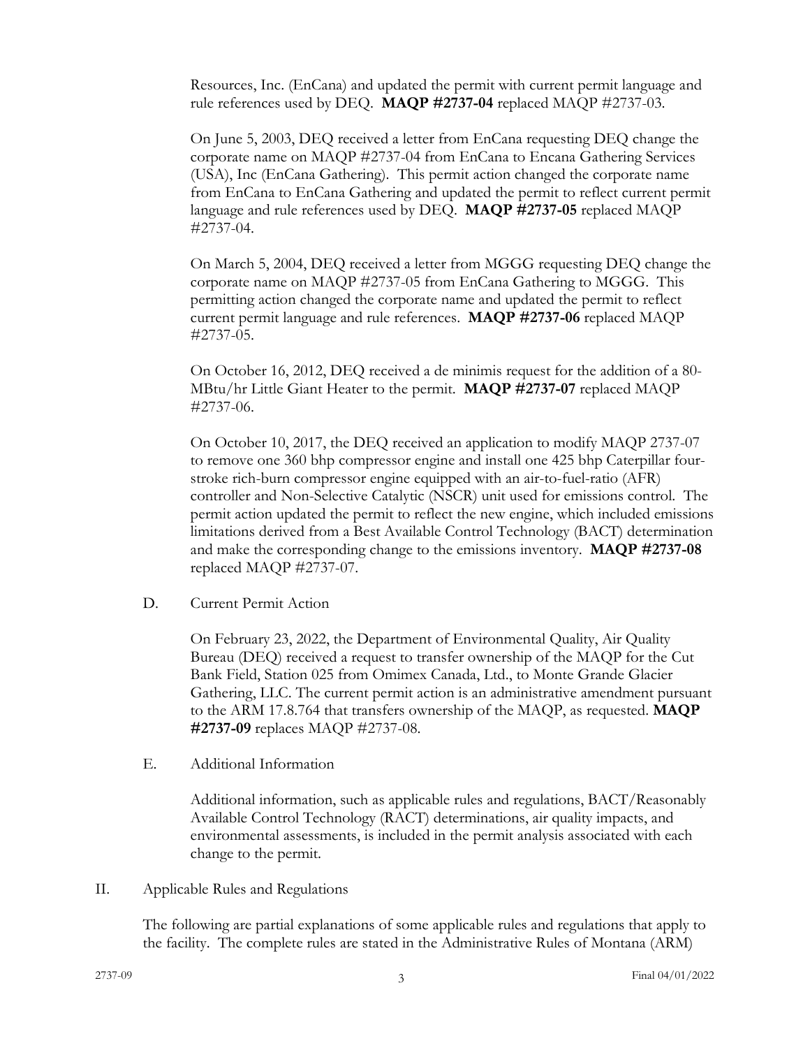Resources, Inc. (EnCana) and updated the permit with current permit language and rule references used by DEQ. **MAQP #2737-04** replaced MAQP #2737-03.

On June 5, 2003, DEQ received a letter from EnCana requesting DEQ change the corporate name on MAQP #2737-04 from EnCana to Encana Gathering Services (USA), Inc (EnCana Gathering). This permit action changed the corporate name from EnCana to EnCana Gathering and updated the permit to reflect current permit language and rule references used by DEQ. **MAQP #2737-05** replaced MAQP #2737-04.

On March 5, 2004, DEQ received a letter from MGGG requesting DEQ change the corporate name on MAQP #2737-05 from EnCana Gathering to MGGG. This permitting action changed the corporate name and updated the permit to reflect current permit language and rule references. **MAQP #2737-06** replaced MAQP #2737-05.

On October 16, 2012, DEQ received a de minimis request for the addition of a 80-MBtu/hr Little Giant Heater to the permit. **MAQP #2737-07** replaced MAQP #2737-06.

On October 10, 2017, the DEQ received an application to modify MAQP 2737-07 to remove one 360 bhp compressor engine and install one 425 bhp Caterpillar four-stroke rich-burn compressor engine equipped with an air-to-fuel-ratio (AFR) controller and Non-Selective Catalytic (NSCR) unit used for emissions control. The permit action updated the permit to reflect the new engine, which included emissions limitations derived from a Best Available Control Technology (BACT) determination and make the corresponding change to the emissions inventory. **MAQP #2737-08** replaced MAQP #2737-07.

D. Current Permit Action

On February 23, 2022, the Department of Environmental Quality, Air Quality Bureau (DEQ) received a request to transfer ownership of the MAQP for the Cut Bank Field, Station 025 from Omimex Canada, Ltd., to Monte Grande Glacier Gathering, LLC. The current permit action is an administrative amendment pursuant to the ARM 17.8.764 that transfers ownership of the MAQP, as requested. **MAQP #2737-09** replaces MAQP #2737-08.

E. Additional Information

Additional information, such as applicable rules and regulations, BACT/Reasonably Available Control Technology (RACT) determinations, air quality impacts, and environmental assessments, is included in the permit analysis associated with each change to the permit.

II. Applicable Rules and Regulations

The following are partial explanations of some applicable rules and regulations that apply to the facility. The complete rules are stated in the Administrative Rules of Montana (ARM)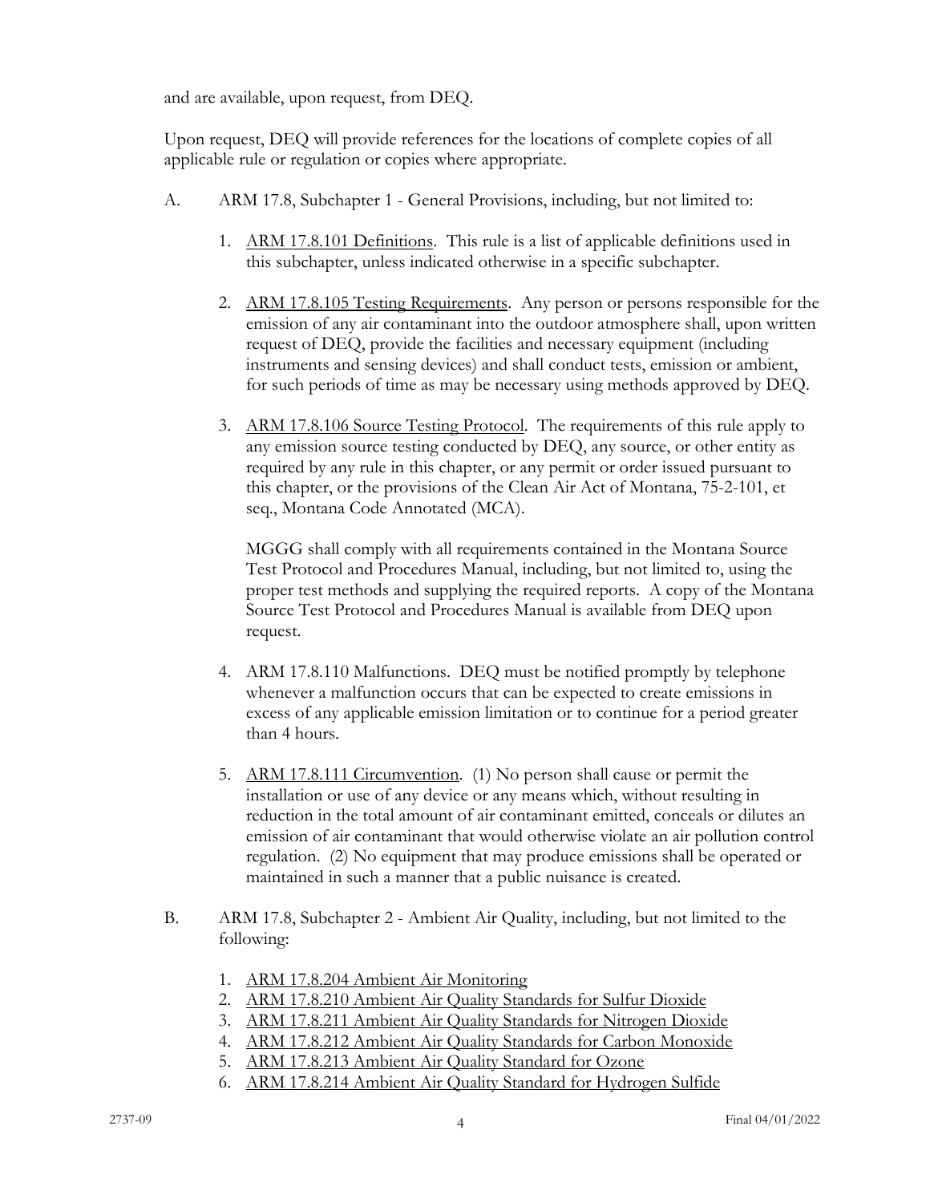and are available, upon request, from DEQ.

Upon request, DEQ will provide references for the locations of complete copies of all applicable rule or regulation or copies where appropriate.

A. ARM 17.8, Subchapter 1 - General Provisions, including, but not limited to:

   1. ARM 17.8.101 Definitions. This rule is a list of applicable definitions used in this subchapter, unless indicated otherwise in a specific subchapter.

   2. ARM 17.8.105 Testing Requirements. Any person or persons responsible for the emission of any air contaminant into the outdoor atmosphere shall, upon written request of DEQ, provide the facilities and necessary equipment (including instruments and sensing devices) and shall conduct tests, emission or ambient, for such periods of time as may be necessary using methods approved by DEQ.

   3. ARM 17.8.106 Source Testing Protocol. The requirements of this rule apply to any emission source testing conducted by DEQ, any source, or other entity as required by any rule in this chapter, or any permit or order issued pursuant to this chapter, or the provisions of the Clean Air Act of Montana, 75-2-101, et seq., Montana Code Annotated (MCA).

      MGGG shall comply with all requirements contained in the Montana Source Test Protocol and Procedures Manual, including, but not limited to, using the proper test methods and supplying the required reports. A copy of the Montana Source Test Protocol and Procedures Manual is available from DEQ upon request.

   4. ARM 17.8.110 Malfunctions. DEQ must be notified promptly by telephone whenever a malfunction occurs that can be expected to create emissions in excess of any applicable emission limitation or to continue for a period greater than 4 hours.

   5. ARM 17.8.111 Circumvention. (1) No person shall cause or permit the installation or use of any device or any means which, without resulting in reduction in the total amount of air contaminant emitted, conceals or dilutes an emission of air contaminant that would otherwise violate an air pollution control regulation. (2) No equipment that may produce emissions shall be operated or maintained in such a manner that a public nuisance is created.

B. ARM 17.8, Subchapter 2 - Ambient Air Quality, including, but not limited to the following:

   1. ARM 17.8.204 Ambient Air Monitoring
   2. ARM 17.8.210 Ambient Air Quality Standards for Sulfur Dioxide
   3. ARM 17.8.211 Ambient Air Quality Standards for Nitrogen Dioxide
   4. ARM 17.8.212 Ambient Air Quality Standards for Carbon Monoxide
   5. ARM 17.8.213 Ambient Air Quality Standard for Ozone
   6. ARM 17.8.214 Ambient Air Quality Standard for Hydrogen Sulfide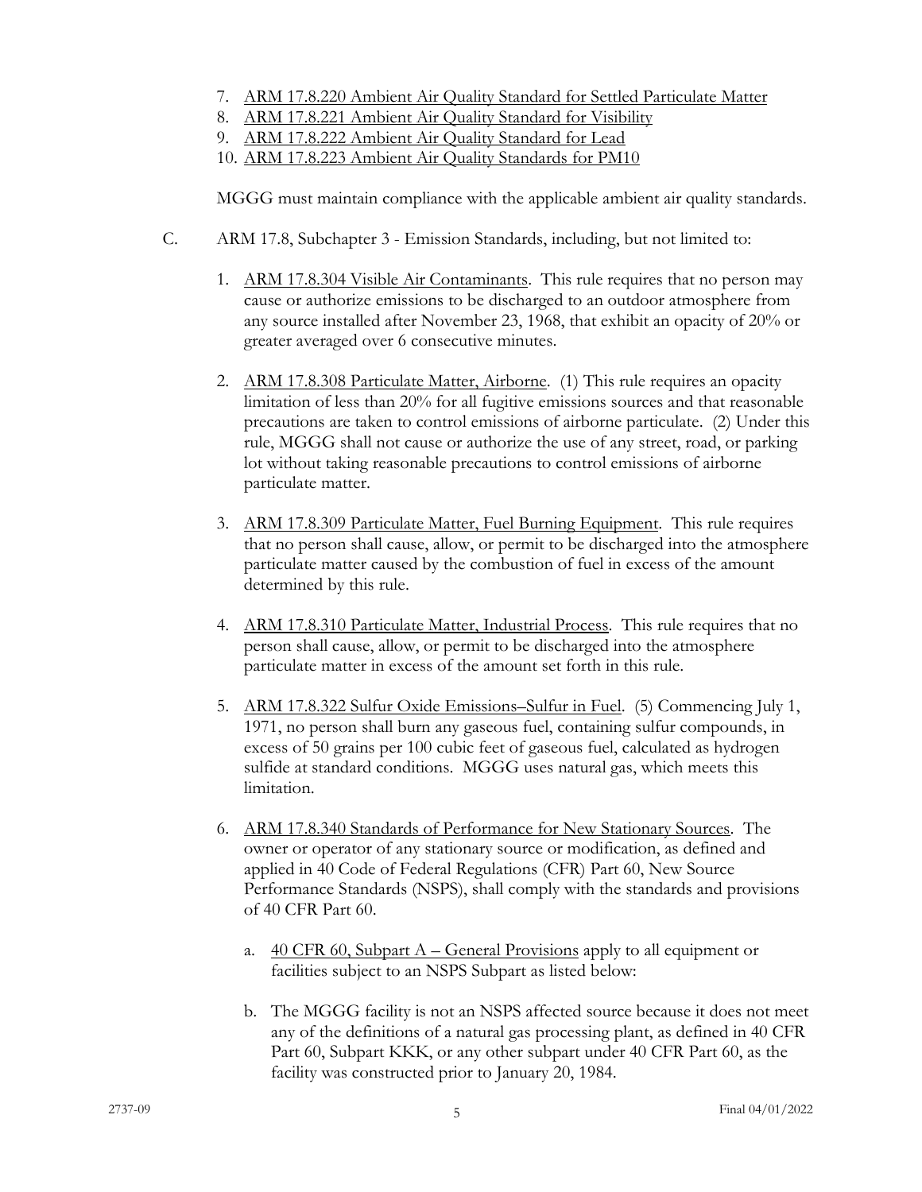7. ARM 17.8.220 Ambient Air Quality Standard for Settled Particulate Matter
8. ARM 17.8.221 Ambient Air Quality Standard for Visibility
9. ARM 17.8.222 Ambient Air Quality Standard for Lead
10. ARM 17.8.223 Ambient Air Quality Standards for PM10

MGGG must maintain compliance with the applicable ambient air quality standards.

C. ARM 17.8, Subchapter 3 - Emission Standards, including, but not limited to:

1. ARM 17.8.304 Visible Air Contaminants. This rule requires that no person may cause or authorize emissions to be discharged to an outdoor atmosphere from any source installed after November 23, 1968, that exhibit an opacity of 20% or greater averaged over 6 consecutive minutes.

2. ARM 17.8.308 Particulate Matter, Airborne. (1) This rule requires an opacity limitation of less than 20% for all fugitive emissions sources and that reasonable precautions are taken to control emissions of airborne particulate. (2) Under this rule, MGGG shall not cause or authorize the use of any street, road, or parking lot without taking reasonable precautions to control emissions of airborne particulate matter.

3. ARM 17.8.309 Particulate Matter, Fuel Burning Equipment. This rule requires that no person shall cause, allow, or permit to be discharged into the atmosphere particulate matter caused by the combustion of fuel in excess of the amount determined by this rule.

4. ARM 17.8.310 Particulate Matter, Industrial Process. This rule requires that no person shall cause, allow, or permit to be discharged into the atmosphere particulate matter in excess of the amount set forth in this rule.

5. ARM 17.8.322 Sulfur Oxide Emissions–Sulfur in Fuel. (5) Commencing July 1, 1971, no person shall burn any gaseous fuel, containing sulfur compounds, in excess of 50 grains per 100 cubic feet of gaseous fuel, calculated as hydrogen sulfide at standard conditions. MGGG uses natural gas, which meets this limitation.

6. ARM 17.8.340 Standards of Performance for New Stationary Sources. The owner or operator of any stationary source or modification, as defined and applied in 40 Code of Federal Regulations (CFR) Part 60, New Source Performance Standards (NSPS), shall comply with the standards and provisions of 40 CFR Part 60.

   a. 40 CFR 60, Subpart A – General Provisions apply to all equipment or facilities subject to an NSPS Subpart as listed below:

   b. The MGGG facility is not an NSPS affected source because it does not meet any of the definitions of a natural gas processing plant, as defined in 40 CFR Part 60, Subpart KKK, or any other subpart under 40 CFR Part 60, as the facility was constructed prior to January 20, 1984.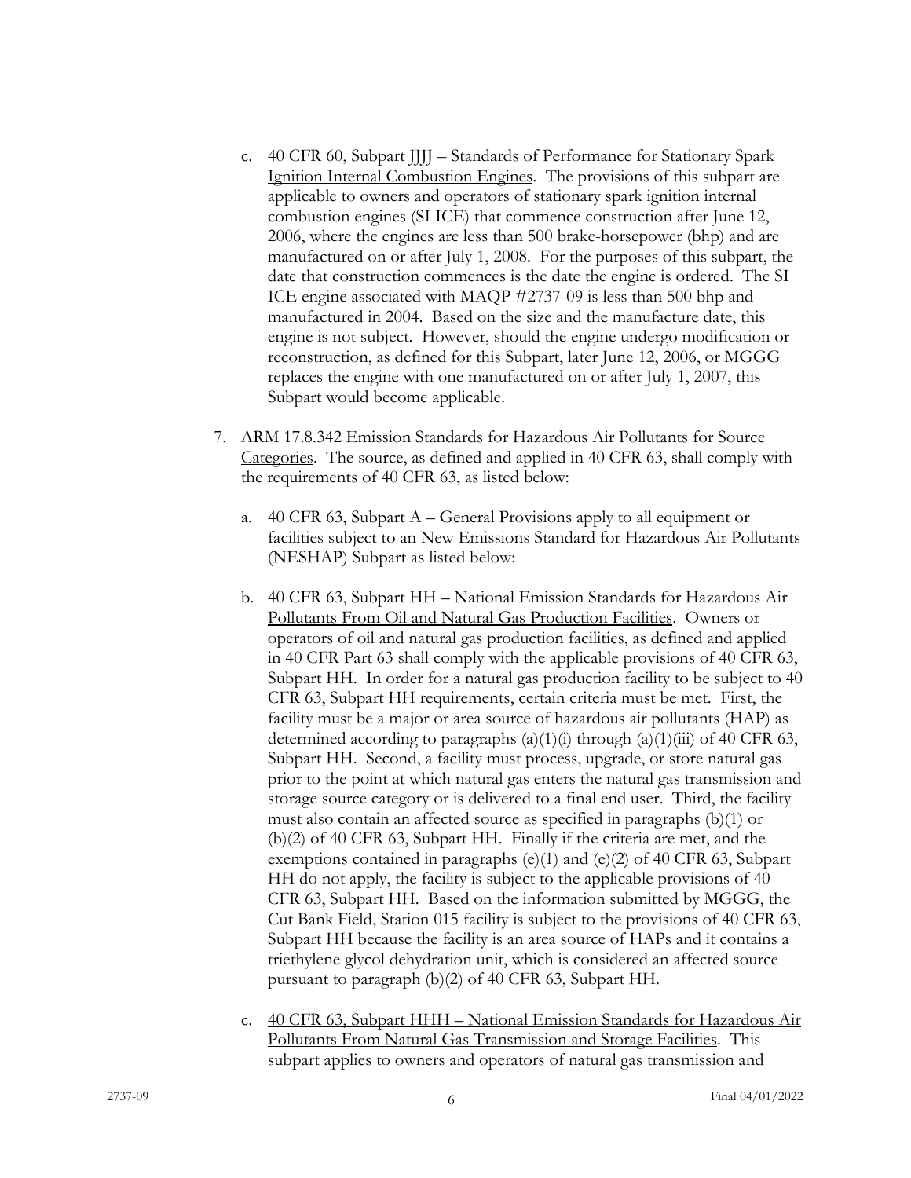c. 40 CFR 60, Subpart JJJJ – Standards of Performance for Stationary Spark Ignition Internal Combustion Engines. The provisions of this subpart are applicable to owners and operators of stationary spark ignition internal combustion engines (SI ICE) that commence construction after June 12, 2006, where the engines are less than 500 brake-horsepower (bhp) and are manufactured on or after July 1, 2008. For the purposes of this subpart, the date that construction commences is the date the engine is ordered. The SI ICE engine associated with MAQP #2737-09 is less than 500 bhp and manufactured in 2004. Based on the size and the manufacture date, this engine is not subject. However, should the engine undergo modification or reconstruction, as defined for this Subpart, later June 12, 2006, or MGGG replaces the engine with one manufactured on or after July 1, 2007, this Subpart would become applicable.

7. ARM 17.8.342 Emission Standards for Hazardous Air Pollutants for Source Categories. The source, as defined and applied in 40 CFR 63, shall comply with the requirements of 40 CFR 63, as listed below:

   a. 40 CFR 63, Subpart A – General Provisions apply to all equipment or facilities subject to an New Emissions Standard for Hazardous Air Pollutants (NESHAP) Subpart as listed below:

   b. 40 CFR 63, Subpart HH – National Emission Standards for Hazardous Air Pollutants From Oil and Natural Gas Production Facilities. Owners or operators of oil and natural gas production facilities, as defined and applied in 40 CFR Part 63 shall comply with the applicable provisions of 40 CFR 63, Subpart HH. In order for a natural gas production facility to be subject to 40 CFR 63, Subpart HH requirements, certain criteria must be met. First, the facility must be a major or area source of hazardous air pollutants (HAP) as determined according to paragraphs (a)(1)(i) through (a)(1)(iii) of 40 CFR 63, Subpart HH. Second, a facility must process, upgrade, or store natural gas prior to the point at which natural gas enters the natural gas transmission and storage source category or is delivered to a final end user. Third, the facility must also contain an affected source as specified in paragraphs (b)(1) or (b)(2) of 40 CFR 63, Subpart HH. Finally if the criteria are met, and the exemptions contained in paragraphs (e)(1) and (e)(2) of 40 CFR 63, Subpart HH do not apply, the facility is subject to the applicable provisions of 40 CFR 63, Subpart HH. Based on the information submitted by MGGG, the Cut Bank Field, Station 015 facility is subject to the provisions of 40 CFR 63, Subpart HH because the facility is an area source of HAPs and it contains a triethylene glycol dehydration unit, which is considered an affected source pursuant to paragraph (b)(2) of 40 CFR 63, Subpart HH.

   c. 40 CFR 63, Subpart HHH – National Emission Standards for Hazardous Air Pollutants From Natural Gas Transmission and Storage Facilities. This subpart applies to owners and operators of natural gas transmission and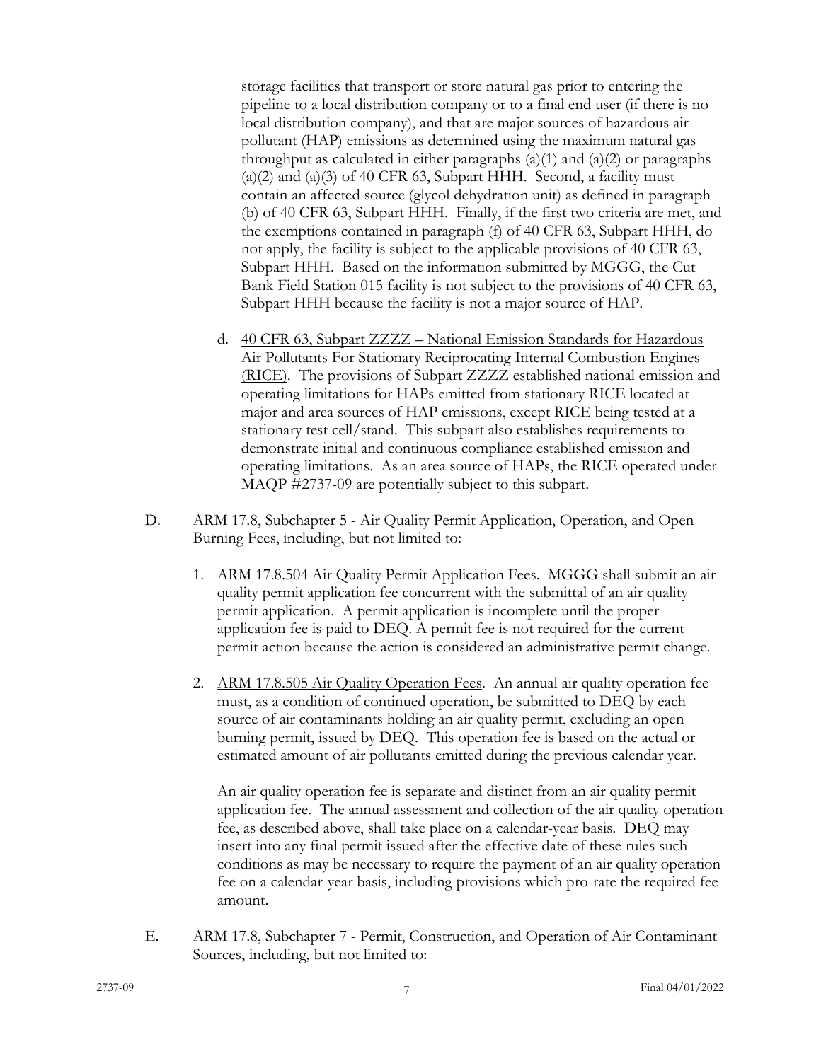storage facilities that transport or store natural gas prior to entering the pipeline to a local distribution company or to a final end user (if there is no local distribution company), and that are major sources of hazardous air pollutant (HAP) emissions as determined using the maximum natural gas throughput as calculated in either paragraphs (a)(1) and (a)(2) or paragraphs (a)(2) and (a)(3) of 40 CFR 63, Subpart HHH. Second, a facility must contain an affected source (glycol dehydration unit) as defined in paragraph (b) of 40 CFR 63, Subpart HHH. Finally, if the first two criteria are met, and the exemptions contained in paragraph (f) of 40 CFR 63, Subpart HHH, do not apply, the facility is subject to the applicable provisions of 40 CFR 63, Subpart HHH. Based on the information submitted by MGGG, the Cut Bank Field Station 015 facility is not subject to the provisions of 40 CFR 63, Subpart HHH because the facility is not a major source of HAP.

d. 40 CFR 63, Subpart ZZZZ – National Emission Standards for Hazardous Air Pollutants For Stationary Reciprocating Internal Combustion Engines (RICE). The provisions of Subpart ZZZZ established national emission and operating limitations for HAPs emitted from stationary RICE located at major and area sources of HAP emissions, except RICE being tested at a stationary test cell/stand. This subpart also establishes requirements to demonstrate initial and continuous compliance established emission and operating limitations. As an area source of HAPs, the RICE operated under MAQP #2737-09 are potentially subject to this subpart.

D. ARM 17.8, Subchapter 5 - Air Quality Permit Application, Operation, and Open Burning Fees, including, but not limited to:

1. ARM 17.8.504 Air Quality Permit Application Fees. MGGG shall submit an air quality permit application fee concurrent with the submittal of an air quality permit application. A permit application is incomplete until the proper application fee is paid to DEQ. A permit fee is not required for the current permit action because the action is considered an administrative permit change.

2. ARM 17.8.505 Air Quality Operation Fees. An annual air quality operation fee must, as a condition of continued operation, be submitted to DEQ by each source of air contaminants holding an air quality permit, excluding an open burning permit, issued by DEQ. This operation fee is based on the actual or estimated amount of air pollutants emitted during the previous calendar year.

   An air quality operation fee is separate and distinct from an air quality permit application fee. The annual assessment and collection of the air quality operation fee, as described above, shall take place on a calendar-year basis. DEQ may insert into any final permit issued after the effective date of these rules such conditions as may be necessary to require the payment of an air quality operation fee on a calendar-year basis, including provisions which pro-rate the required fee amount.

E. ARM 17.8, Subchapter 7 - Permit, Construction, and Operation of Air Contaminant Sources, including, but not limited to: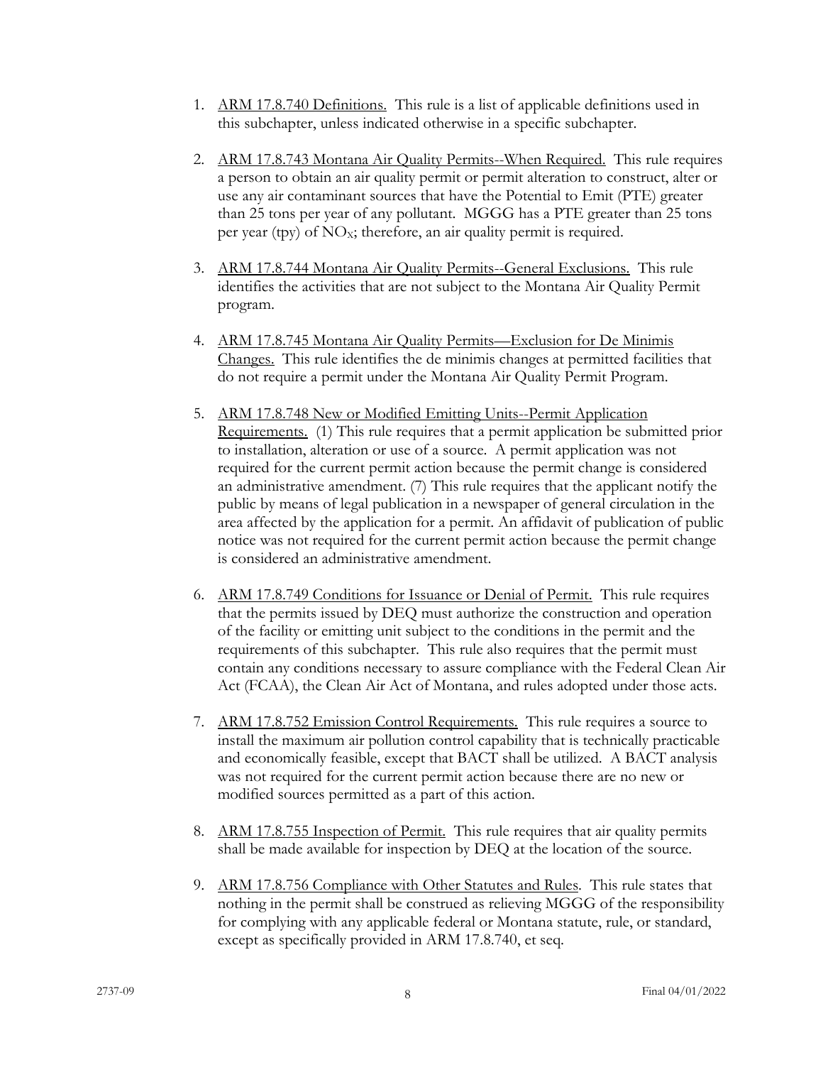1. <u>ARM 17.8.740 Definitions.</u> This rule is a list of applicable definitions used in this subchapter, unless indicated otherwise in a specific subchapter.

2. <u>ARM 17.8.743 Montana Air Quality Permits--When Required.</u> This rule requires a person to obtain an air quality permit or permit alteration to construct, alter or use any air contaminant sources that have the Potential to Emit (PTE) greater than 25 tons per year of any pollutant. MGGG has a PTE greater than 25 tons per year (tpy) of $NO_X$; therefore, an air quality permit is required.

3. <u>ARM 17.8.744 Montana Air Quality Permits--General Exclusions.</u> This rule identifies the activities that are not subject to the Montana Air Quality Permit program.

4. <u>ARM 17.8.745 Montana Air Quality Permits—Exclusion for De Minimis Changes.</u> This rule identifies the de minimis changes at permitted facilities that do not require a permit under the Montana Air Quality Permit Program.

5. <u>ARM 17.8.748 New or Modified Emitting Units--Permit Application Requirements.</u> (1) This rule requires that a permit application be submitted prior to installation, alteration or use of a source. A permit application was not required for the current permit action because the permit change is considered an administrative amendment. (7) This rule requires that the applicant notify the public by means of legal publication in a newspaper of general circulation in the area affected by the application for a permit. An affidavit of publication of public notice was not required for the current permit action because the permit change is considered an administrative amendment.

6. <u>ARM 17.8.749 Conditions for Issuance or Denial of Permit.</u> This rule requires that the permits issued by DEQ must authorize the construction and operation of the facility or emitting unit subject to the conditions in the permit and the requirements of this subchapter. This rule also requires that the permit must contain any conditions necessary to assure compliance with the Federal Clean Air Act (FCAA), the Clean Air Act of Montana, and rules adopted under those acts.

7. <u>ARM 17.8.752 Emission Control Requirements.</u> This rule requires a source to install the maximum air pollution control capability that is technically practicable and economically feasible, except that BACT shall be utilized. A BACT analysis was not required for the current permit action because there are no new or modified sources permitted as a part of this action.

8. <u>ARM 17.8.755 Inspection of Permit.</u> This rule requires that air quality permits shall be made available for inspection by DEQ at the location of the source.

9. <u>ARM 17.8.756 Compliance with Other Statutes and Rules</u>. This rule states that nothing in the permit shall be construed as relieving MGGG of the responsibility for complying with any applicable federal or Montana statute, rule, or standard, except as specifically provided in ARM 17.8.740, et seq.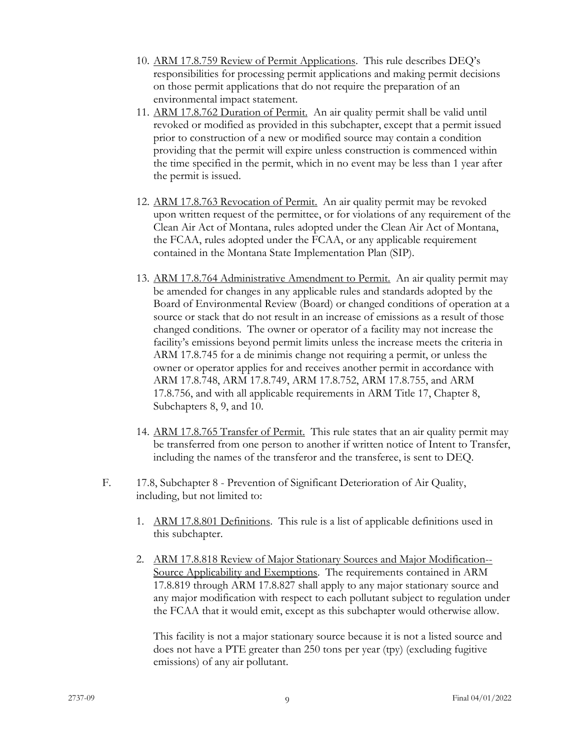10. ARM 17.8.759 Review of Permit Applications. This rule describes DEQ's responsibilities for processing permit applications and making permit decisions on those permit applications that do not require the preparation of an environmental impact statement.
11. ARM 17.8.762 Duration of Permit. An air quality permit shall be valid until revoked or modified as provided in this subchapter, except that a permit issued prior to construction of a new or modified source may contain a condition providing that the permit will expire unless construction is commenced within the time specified in the permit, which in no event may be less than 1 year after the permit is issued.

12. ARM 17.8.763 Revocation of Permit. An air quality permit may be revoked upon written request of the permittee, or for violations of any requirement of the Clean Air Act of Montana, rules adopted under the Clean Air Act of Montana, the FCAA, rules adopted under the FCAA, or any applicable requirement contained in the Montana State Implementation Plan (SIP).

13. ARM 17.8.764 Administrative Amendment to Permit. An air quality permit may be amended for changes in any applicable rules and standards adopted by the Board of Environmental Review (Board) or changed conditions of operation at a source or stack that do not result in an increase of emissions as a result of those changed conditions. The owner or operator of a facility may not increase the facility's emissions beyond permit limits unless the increase meets the criteria in ARM 17.8.745 for a de minimis change not requiring a permit, or unless the owner or operator applies for and receives another permit in accordance with ARM 17.8.748, ARM 17.8.749, ARM 17.8.752, ARM 17.8.755, and ARM 17.8.756, and with all applicable requirements in ARM Title 17, Chapter 8, Subchapters 8, 9, and 10.

14. ARM 17.8.765 Transfer of Permit. This rule states that an air quality permit may be transferred from one person to another if written notice of Intent to Transfer, including the names of the transferor and the transferee, is sent to DEQ.

F. 17.8, Subchapter 8 - Prevention of Significant Deterioration of Air Quality, including, but not limited to:

1. ARM 17.8.801 Definitions. This rule is a list of applicable definitions used in this subchapter.

2. ARM 17.8.818 Review of Major Stationary Sources and Major Modification--Source Applicability and Exemptions. The requirements contained in ARM 17.8.819 through ARM 17.8.827 shall apply to any major stationary source and any major modification with respect to each pollutant subject to regulation under the FCAA that it would emit, except as this subchapter would otherwise allow.

   This facility is not a major stationary source because it is not a listed source and does not have a PTE greater than 250 tons per year (tpy) (excluding fugitive emissions) of any air pollutant.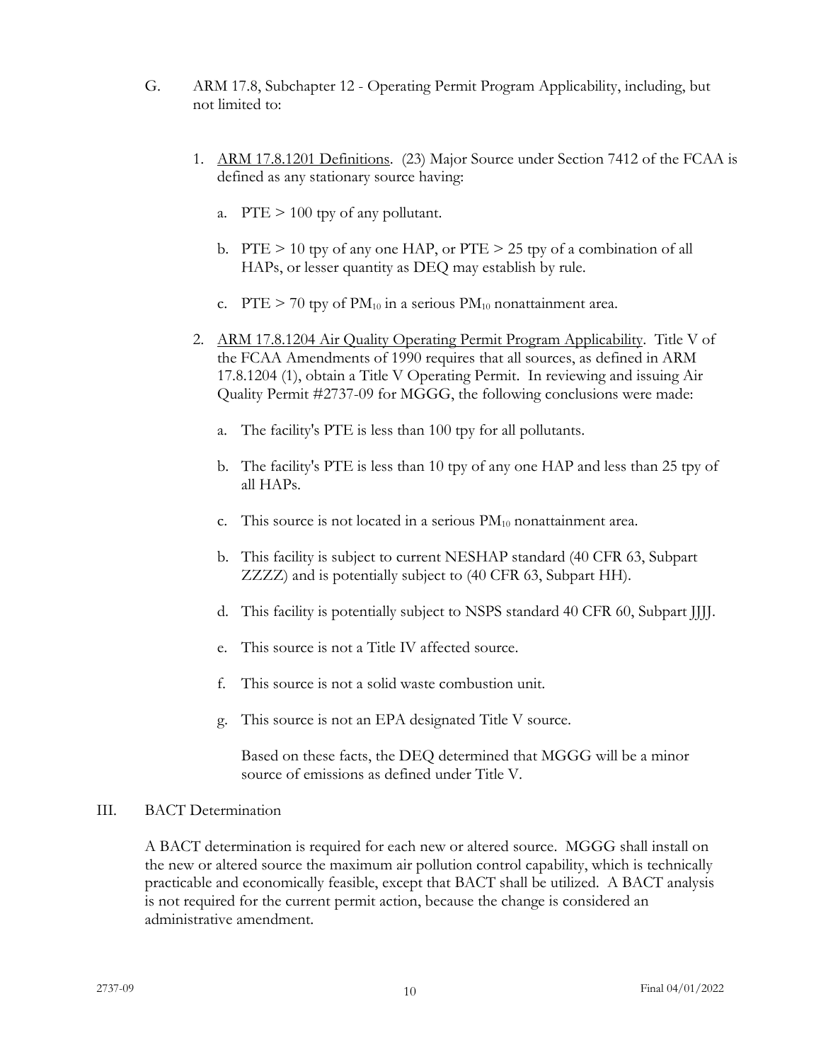G. ARM 17.8, Subchapter 12 - Operating Permit Program Applicability, including, but not limited to:

1. <u>ARM 17.8.1201 Definitions</u>. (23) Major Source under Section 7412 of the FCAA is defined as any stationary source having:

   a. PTE > 100 tpy of any pollutant.

   b. PTE > 10 tpy of any one HAP, or PTE > 25 tpy of a combination of all HAPs, or lesser quantity as DEQ may establish by rule.

   c. PTE > 70 tpy of $PM_{10}$ in a serious $PM_{10}$ nonattainment area.

2. <u>ARM 17.8.1204 Air Quality Operating Permit Program Applicability</u>. Title V of the FCAA Amendments of 1990 requires that all sources, as defined in ARM 17.8.1204 (1), obtain a Title V Operating Permit. In reviewing and issuing Air Quality Permit #2737-09 for MGGG, the following conclusions were made:

   a. The facility's PTE is less than 100 tpy for all pollutants.

   b. The facility's PTE is less than 10 tpy of any one HAP and less than 25 tpy of all HAPs.

   c. This source is not located in a serious $PM_{10}$ nonattainment area.

   b. This facility is subject to current NESHAP standard (40 CFR 63, Subpart ZZZZ) and is potentially subject to (40 CFR 63, Subpart HH).

   d. This facility is potentially subject to NSPS standard 40 CFR 60, Subpart JJJJ.

   e. This source is not a Title IV affected source.

   f. This source is not a solid waste combustion unit.

   g. This source is not an EPA designated Title V source.

   Based on these facts, the DEQ determined that MGGG will be a minor source of emissions as defined under Title V.

III. BACT Determination

A BACT determination is required for each new or altered source. MGGG shall install on the new or altered source the maximum air pollution control capability, which is technically practicable and economically feasible, except that BACT shall be utilized. A BACT analysis is not required for the current permit action, because the change is considered an administrative amendment.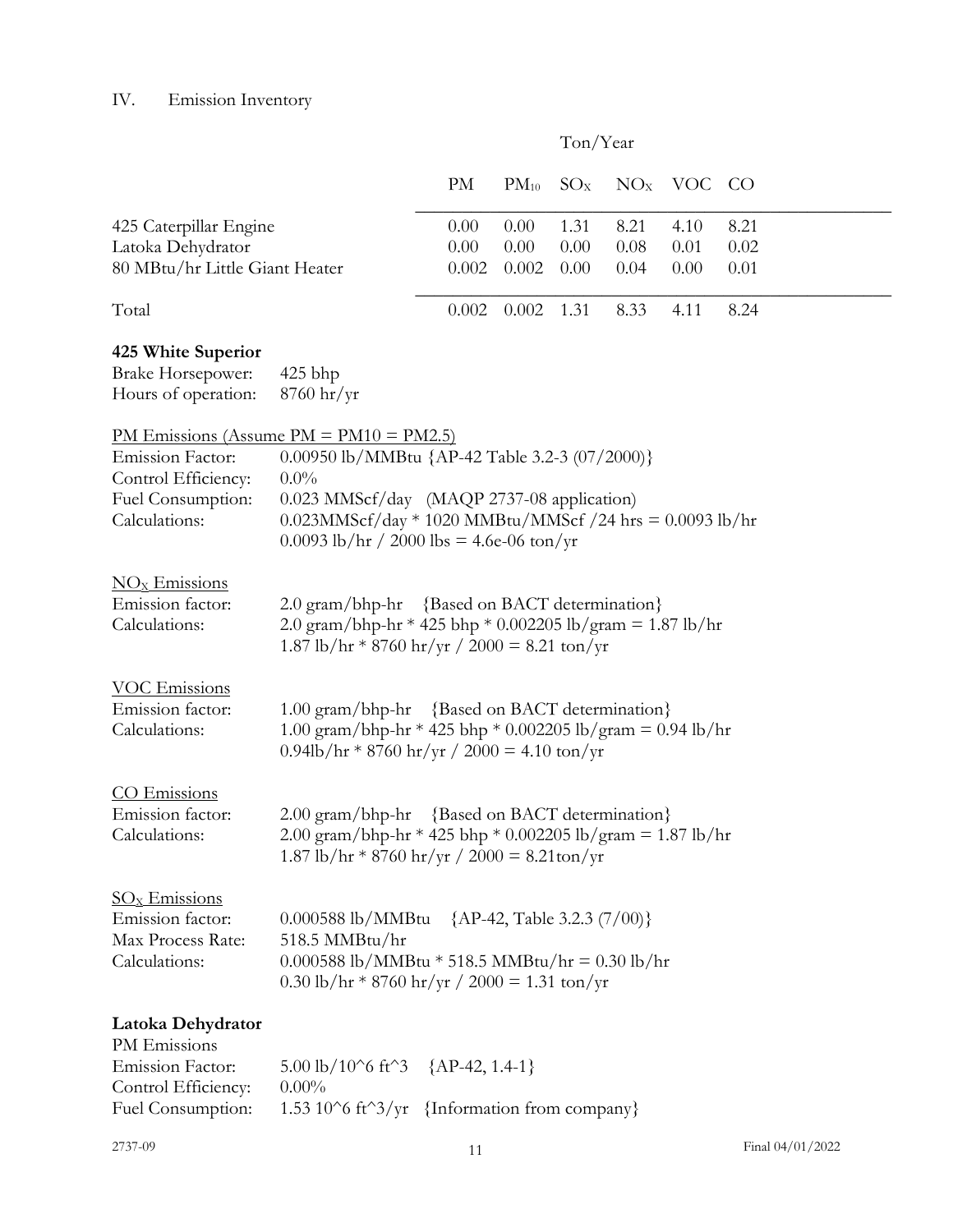## IV. Emission Inventory

| | Ton/Year | | | | | |
|---|---|---|---|---|---|---|
| | PM | $PM_{10}$ | $SO_X$ | $NO_X$ | VOC | CO |
| 425 Caterpillar Engine | 0.00 | 0.00 | 1.31 | 8.21 | 4.10 | 8.21 |
| Latoka Dehydrator | 0.00 | 0.00 | 0.00 | 0.08 | 0.01 | 0.02 |
| 80 MBtu/hr Little Giant Heater | 0.002 | 0.002 | 0.00 | 0.04 | 0.00 | 0.01 |
| Total | 0.002 | 0.002 | 1.31 | 8.33 | 4.11 | 8.24 |

**425 White Superior**

Brake Horsepower: 425 bhp
Hours of operation: 8760 hr/yr

PM Emissions (Assume PM = PM10 = PM2.5)

Emission Factor: 0.00950 lb/MMBtu {AP-42 Table 3.2-3 (07/2000)}
Control Efficiency: 0.0%
Fuel Consumption: 0.023 MMScf/day (MAQP 2737-08 application)
Calculations: 0.023MMScf/day * 1020 MMBtu/MMScf /24 hrs = 0.0093 lb/hr
0.0093 lb/hr / 2000 lbs = 4.6e-06 ton/yr

$NO_X$ Emissions

Emission factor: 2.0 gram/bhp-hr {Based on BACT determination}
Calculations: 2.0 gram/bhp-hr * 425 bhp * 0.002205 lb/gram = 1.87 lb/hr
1.87 lb/hr * 8760 hr/yr / 2000 = 8.21 ton/yr

VOC Emissions

Emission factor: 1.00 gram/bhp-hr {Based on BACT determination}
Calculations: 1.00 gram/bhp-hr * 425 bhp * 0.002205 lb/gram = 0.94 lb/hr
0.94lb/hr * 8760 hr/yr / 2000 = 4.10 ton/yr

CO Emissions

Emission factor: 2.00 gram/bhp-hr {Based on BACT determination}
Calculations: 2.00 gram/bhp-hr * 425 bhp * 0.002205 lb/gram = 1.87 lb/hr
1.87 lb/hr * 8760 hr/yr / 2000 = 8.21ton/yr

$SO_X$ Emissions

Emission factor: 0.000588 lb/MMBtu {AP-42, Table 3.2.3 (7/00)}
Max Process Rate: 518.5 MMBtu/hr
Calculations: 0.000588 lb/MMBtu * 518.5 MMBtu/hr = 0.30 lb/hr
0.30 lb/hr * 8760 hr/yr / 2000 = 1.31 ton/yr

**Latoka Dehydrator**

PM Emissions

Emission Factor: 5.00 lb/10^6 ft^3 {AP-42, 1.4-1}
Control Efficiency: 0.00%
Fuel Consumption: 1.53 10^6 ft^3/yr {Information from company}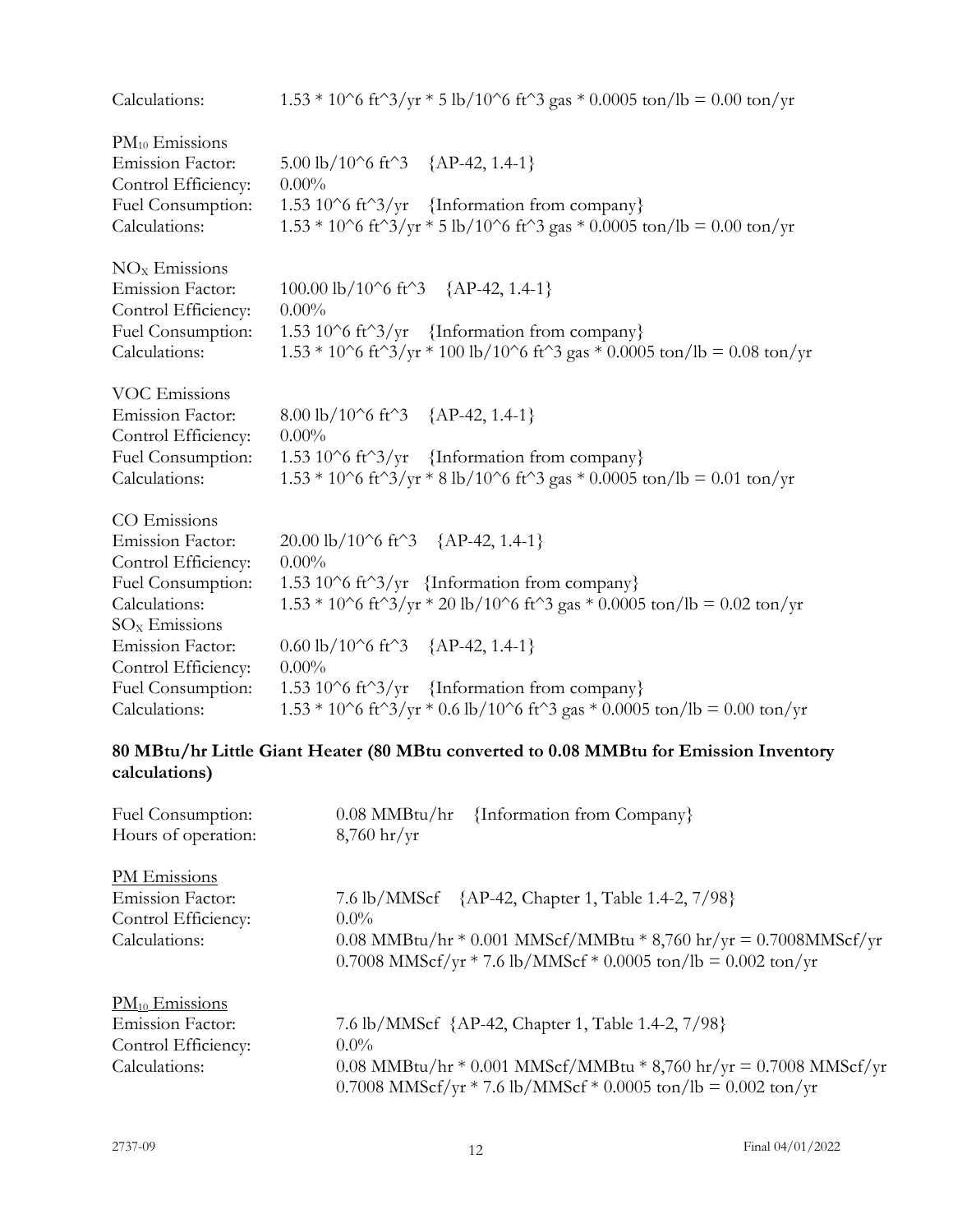Calculations: $1.53 * 10^6$ ft^3/yr * 5 lb/10^6 ft^3 gas * 0.0005 ton/lb = 0.00 ton/yr

$PM_{10}$ Emissions
Emission Factor: 5.00 lb/10^6 ft^3 {AP-42, 1.4-1}
Control Efficiency: 0.00%
Fuel Consumption: 1.53 10^6 ft^3/yr {Information from company}
Calculations: 1.53 * 10^6 ft^3/yr * 5 lb/10^6 ft^3 gas * 0.0005 ton/lb = 0.00 ton/yr

$NO_X$ Emissions
Emission Factor: 100.00 lb/10^6 ft^3 {AP-42, 1.4-1}
Control Efficiency: 0.00%
Fuel Consumption: 1.53 10^6 ft^3/yr {Information from company}
Calculations: 1.53 * 10^6 ft^3/yr * 100 lb/10^6 ft^3 gas * 0.0005 ton/lb = 0.08 ton/yr

VOC Emissions
Emission Factor: 8.00 lb/10^6 ft^3 {AP-42, 1.4-1}
Control Efficiency: 0.00%
Fuel Consumption: 1.53 10^6 ft^3/yr {Information from company}
Calculations: 1.53 * 10^6 ft^3/yr * 8 lb/10^6 ft^3 gas * 0.0005 ton/lb = 0.01 ton/yr

CO Emissions
Emission Factor: 20.00 lb/10^6 ft^3 {AP-42, 1.4-1}
Control Efficiency: 0.00%
Fuel Consumption: 1.53 10^6 ft^3/yr {Information from company}
Calculations: 1.53 * 10^6 ft^3/yr * 20 lb/10^6 ft^3 gas * 0.0005 ton/lb = 0.02 ton/yr

$SO_X$ Emissions
Emission Factor: 0.60 lb/10^6 ft^3 {AP-42, 1.4-1}
Control Efficiency: 0.00%
Fuel Consumption: 1.53 10^6 ft^3/yr {Information from company}
Calculations: 1.53 * 10^6 ft^3/yr * 0.6 lb/10^6 ft^3 gas * 0.0005 ton/lb = 0.00 ton/yr

**80 MBtu/hr Little Giant Heater (80 MBtu converted to 0.08 MMBtu for Emission Inventory calculations)**

Fuel Consumption: 0.08 MMBtu/hr {Information from Company}
Hours of operation: 8,760 hr/yr

PM Emissions
Emission Factor: 7.6 lb/MMScf {AP-42, Chapter 1, Table 1.4-2, 7/98}
Control Efficiency: 0.0%
Calculations: 0.08 MMBtu/hr * 0.001 MMScf/MMBtu * 8,760 hr/yr = 0.7008MMScf/yr
0.7008 MMScf/yr * 7.6 lb/MMScf * 0.0005 ton/lb = 0.002 ton/yr

$PM_{10}$ Emissions
Emission Factor: 7.6 lb/MMScf {AP-42, Chapter 1, Table 1.4-2, 7/98}
Control Efficiency: 0.0%
Calculations: 0.08 MMBtu/hr * 0.001 MMScf/MMBtu * 8,760 hr/yr = 0.7008 MMScf/yr
0.7008 MMScf/yr * 7.6 lb/MMScf * 0.0005 ton/lb = 0.002 ton/yr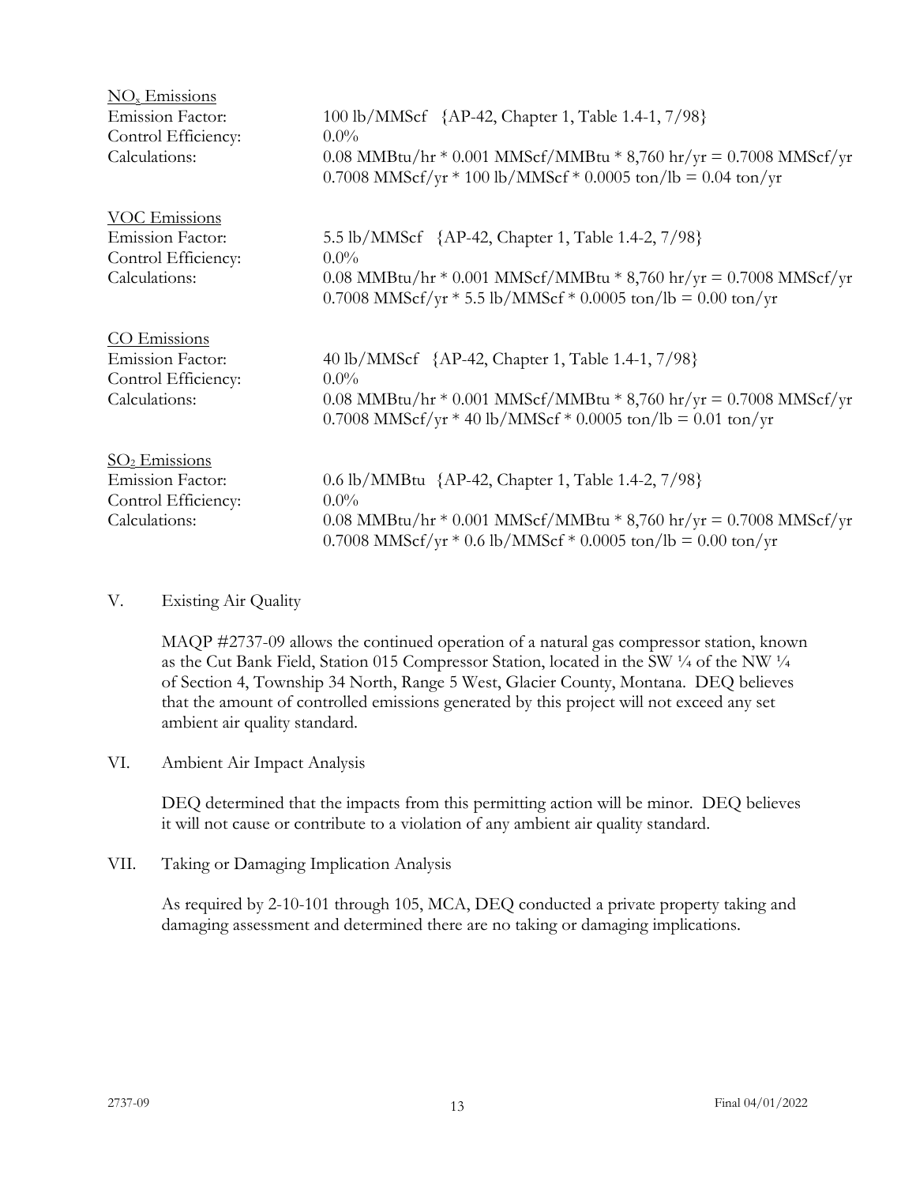$NO_x$ Emissions

Emission Factor: 100 lb/MMScf {AP-42, Chapter 1, Table 1.4-1, 7/98}

Control Efficiency: 0.0%

Calculations: 0.08 MMBtu/hr * 0.001 MMScf/MMBtu * 8,760 hr/yr = 0.7008 MMScf/yr
0.7008 MMScf/yr * 100 lb/MMScf * 0.0005 ton/lb = 0.04 ton/yr

VOC Emissions

Emission Factor: 5.5 lb/MMScf {AP-42, Chapter 1, Table 1.4-2, 7/98}

Control Efficiency: 0.0%

Calculations: 0.08 MMBtu/hr * 0.001 MMScf/MMBtu * 8,760 hr/yr = 0.7008 MMScf/yr
0.7008 MMScf/yr * 5.5 lb/MMScf * 0.0005 ton/lb = 0.00 ton/yr

CO Emissions

Emission Factor: 40 lb/MMScf {AP-42, Chapter 1, Table 1.4-1, 7/98}

Control Efficiency: 0.0%

Calculations: 0.08 MMBtu/hr * 0.001 MMScf/MMBtu * 8,760 hr/yr = 0.7008 MMScf/yr
0.7008 MMScf/yr * 40 lb/MMScf * 0.0005 ton/lb = 0.01 ton/yr

$SO_2$ Emissions

Emission Factor: 0.6 lb/MMBtu {AP-42, Chapter 1, Table 1.4-2, 7/98}

Control Efficiency: 0.0%

Calculations: 0.08 MMBtu/hr * 0.001 MMScf/MMBtu * 8,760 hr/yr = 0.7008 MMScf/yr
0.7008 MMScf/yr * 0.6 lb/MMScf * 0.0005 ton/lb = 0.00 ton/yr

## V. Existing Air Quality

MAQP #2737-09 allows the continued operation of a natural gas compressor station, known as the Cut Bank Field, Station 015 Compressor Station, located in the SW ¼ of the NW ¼ of Section 4, Township 34 North, Range 5 West, Glacier County, Montana. DEQ believes that the amount of controlled emissions generated by this project will not exceed any set ambient air quality standard.

## VI. Ambient Air Impact Analysis

DEQ determined that the impacts from this permitting action will be minor. DEQ believes it will not cause or contribute to a violation of any ambient air quality standard.

## VII. Taking or Damaging Implication Analysis

As required by 2-10-101 through 105, MCA, DEQ conducted a private property taking and damaging assessment and determined there are no taking or damaging implications.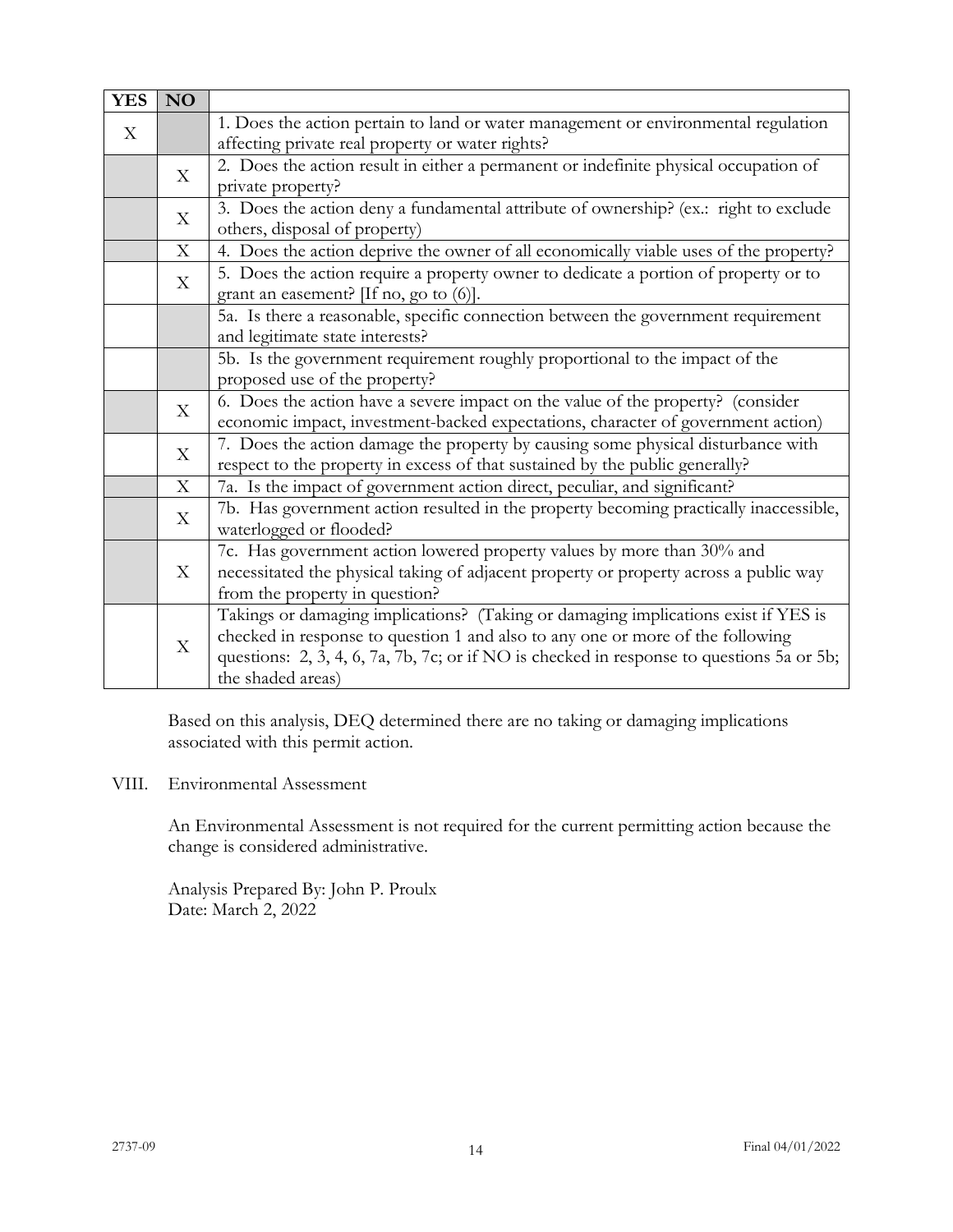| YES | NO | |
|---|---|---|
| X | | 1. Does the action pertain to land or water management or environmental regulation affecting private real property or water rights? |
| | X | 2. Does the action result in either a permanent or indefinite physical occupation of private property? |
| | X | 3. Does the action deny a fundamental attribute of ownership? (ex.: right to exclude others, disposal of property) |
| | X | 4. Does the action deprive the owner of all economically viable uses of the property? |
| | X | 5. Does the action require a property owner to dedicate a portion of property or to grant an easement? [If no, go to (6)]. |
| | | 5a. Is there a reasonable, specific connection between the government requirement and legitimate state interests? |
| | | 5b. Is the government requirement roughly proportional to the impact of the proposed use of the property? |
| | X | 6. Does the action have a severe impact on the value of the property? (consider economic impact, investment-backed expectations, character of government action) |
| | X | 7. Does the action damage the property by causing some physical disturbance with respect to the property in excess of that sustained by the public generally? |
| | X | 7a. Is the impact of government action direct, peculiar, and significant? |
| | X | 7b. Has government action resulted in the property becoming practically inaccessible, waterlogged or flooded? |
| | X | 7c. Has government action lowered property values by more than 30% and necessitated the physical taking of adjacent property or property across a public way from the property in question? |
| | X | Takings or damaging implications? (Taking or damaging implications exist if YES is checked in response to question 1 and also to any one or more of the following questions: 2, 3, 4, 6, 7a, 7b, 7c; or if NO is checked in response to questions 5a or 5b; the shaded areas) |

Based on this analysis, DEQ determined there are no taking or damaging implications associated with this permit action.

VIII. Environmental Assessment

An Environmental Assessment is not required for the current permitting action because the change is considered administrative.

Analysis Prepared By: John P. Proulx
Date: March 2, 2022